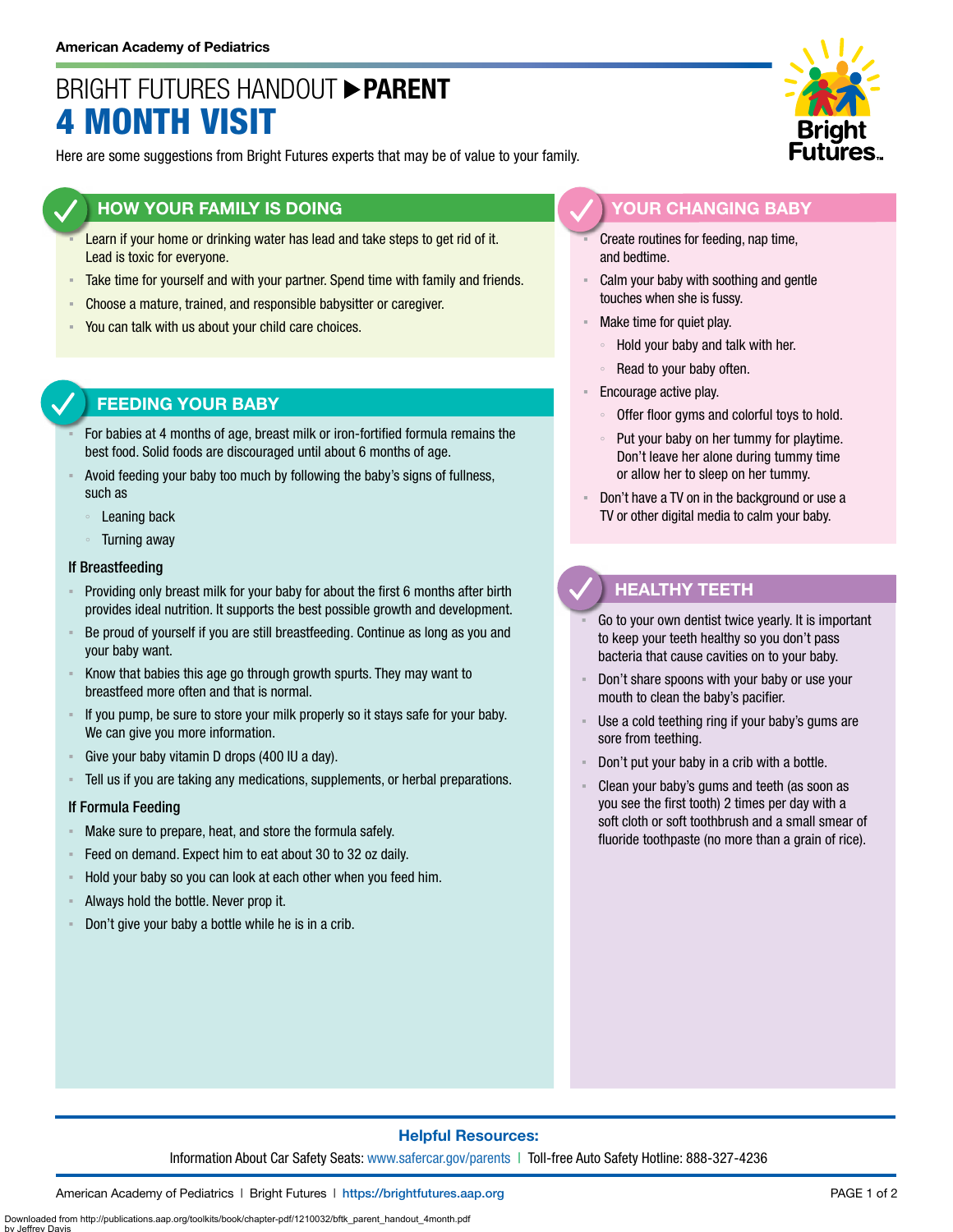American Academy of Pediatrics

# BRIGHT FUTURES HANDOUT ▶ PARENT
# 4 MONTH VISIT

Here are some suggestions from Bright Futures experts that may be of value to your family.

## HOW YOUR FAMILY IS DOING

- Learn if your home or drinking water has lead and take steps to get rid of it. Lead is toxic for everyone.
- Take time for yourself and with your partner. Spend time with family and friends.
- Choose a mature, trained, and responsible babysitter or caregiver.
- You can talk with us about your child care choices.

## FEEDING YOUR BABY

- For babies at 4 months of age, breast milk or iron-fortified formula remains the best food. Solid foods are discouraged until about 6 months of age.
- Avoid feeding your baby too much by following the baby's signs of fullness, such as
  - Leaning back
  - Turning away

### If Breastfeeding

- Providing only breast milk for your baby for about the first 6 months after birth provides ideal nutrition. It supports the best possible growth and development.
- Be proud of yourself if you are still breastfeeding. Continue as long as you and your baby want.
- Know that babies this age go through growth spurts. They may want to breastfeed more often and that is normal.
- If you pump, be sure to store your milk properly so it stays safe for your baby. We can give you more information.
- Give your baby vitamin D drops (400 IU a day).
- Tell us if you are taking any medications, supplements, or herbal preparations.

### If Formula Feeding

- Make sure to prepare, heat, and store the formula safely.
- Feed on demand. Expect him to eat about 30 to 32 oz daily.
- Hold your baby so you can look at each other when you feed him.
- Always hold the bottle. Never prop it.
- Don't give your baby a bottle while he is in a crib.

## YOUR CHANGING BABY

- Create routines for feeding, nap time, and bedtime.
- Calm your baby with soothing and gentle touches when she is fussy.
- Make time for quiet play.
  - Hold your baby and talk with her.
  - Read to your baby often.
- Encourage active play.
  - Offer floor gyms and colorful toys to hold.
  - Put your baby on her tummy for playtime. Don't leave her alone during tummy time or allow her to sleep on her tummy.
- Don't have a TV on in the background or use a TV or other digital media to calm your baby.

## HEALTHY TEETH

- Go to your own dentist twice yearly. It is important to keep your teeth healthy so you don't pass bacteria that cause cavities on to your baby.
- Don't share spoons with your baby or use your mouth to clean the baby's pacifier.
- Use a cold teething ring if your baby's gums are sore from teething.
- Don't put your baby in a crib with a bottle.
- Clean your baby's gums and teeth (as soon as you see the first tooth) 2 times per day with a soft cloth or soft toothbrush and a small smear of fluoride toothpaste (no more than a grain of rice).

**Helpful Resources:**

Information About Car Safety Seats: www.safercar.gov/parents | Toll-free Auto Safety Hotline: 888-327-4236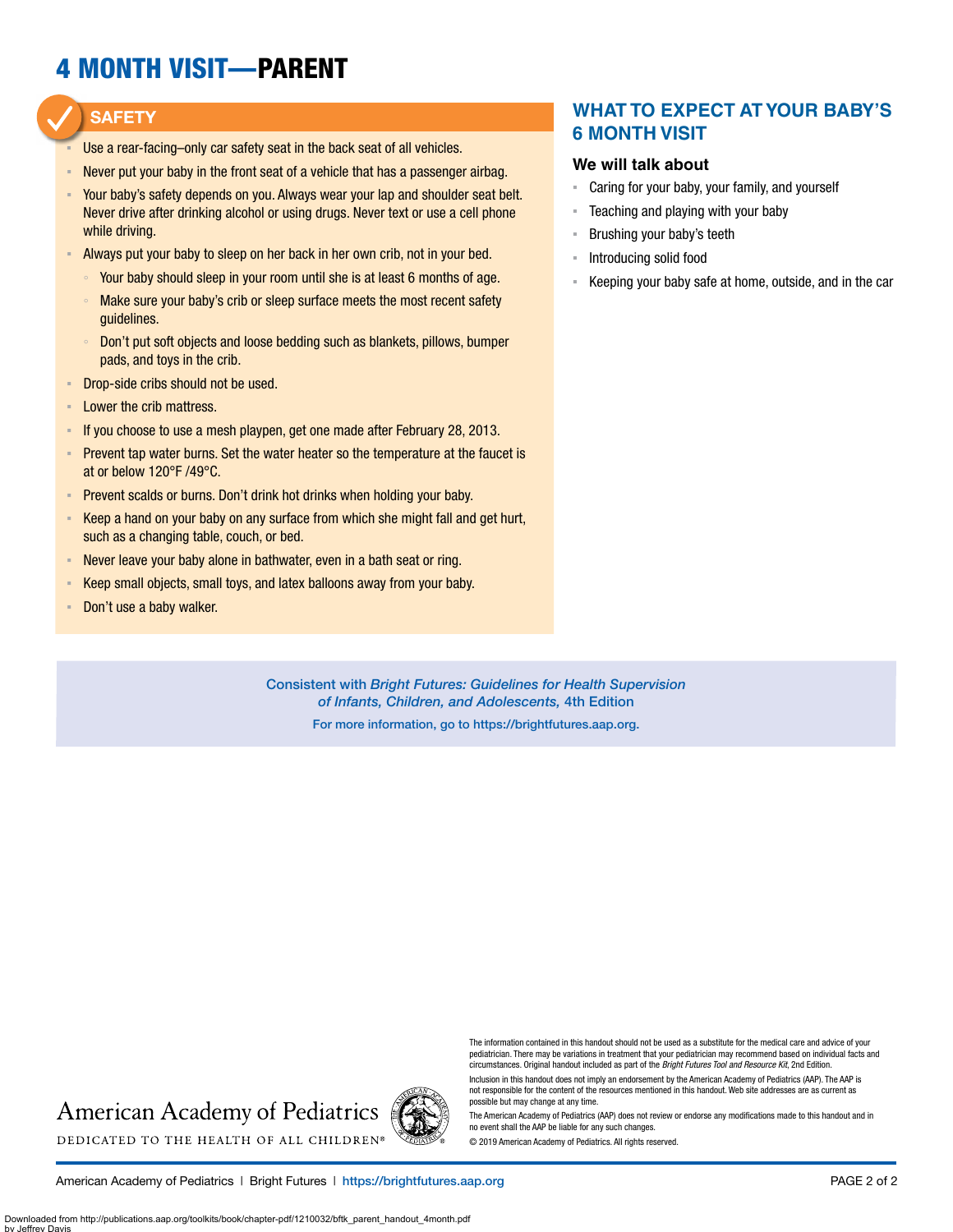# 4 MONTH VISIT—PARENT

## SAFETY

- Use a rear-facing–only car safety seat in the back seat of all vehicles.
- Never put your baby in the front seat of a vehicle that has a passenger airbag.
- Your baby's safety depends on you. Always wear your lap and shoulder seat belt. Never drive after drinking alcohol or using drugs. Never text or use a cell phone while driving.
- Always put your baby to sleep on her back in her own crib, not in your bed.
  - Your baby should sleep in your room until she is at least 6 months of age.
  - Make sure your baby's crib or sleep surface meets the most recent safety guidelines.
  - Don't put soft objects and loose bedding such as blankets, pillows, bumper pads, and toys in the crib.
- Drop-side cribs should not be used.
- Lower the crib mattress.
- If you choose to use a mesh playpen, get one made after February 28, 2013.
- Prevent tap water burns. Set the water heater so the temperature at the faucet is at or below 120°F /49°C.
- Prevent scalds or burns. Don't drink hot drinks when holding your baby.
- Keep a hand on your baby on any surface from which she might fall and get hurt, such as a changing table, couch, or bed.
- Never leave your baby alone in bathwater, even in a bath seat or ring.
- Keep small objects, small toys, and latex balloons away from your baby.
- Don't use a baby walker.

## WHAT TO EXPECT AT YOUR BABY'S 6 MONTH VISIT

### We will talk about

- Caring for your baby, your family, and yourself
- Teaching and playing with your baby
- Brushing your baby's teeth
- Introducing solid food
- Keeping your baby safe at home, outside, and in the car

Consistent with *Bright Futures: Guidelines for Health Supervision of Infants, Children, and Adolescents,* 4th Edition

For more information, go to https://brightfutures.aap.org.

American Academy of Pediatrics

DEDICATED TO THE HEALTH OF ALL CHILDREN®

The information contained in this handout should not be used as a substitute for the medical care and advice of your pediatrician. There may be variations in treatment that your pediatrician may recommend based on individual facts and circumstances. Original handout included as part of the *Bright Futures Tool and Resource Kit*, 2nd Edition.

Inclusion in this handout does not imply an endorsement by the American Academy of Pediatrics (AAP). The AAP is not responsible for the content of the resources mentioned in this handout. Web site addresses are as current as possible but may change at any time.

The American Academy of Pediatrics (AAP) does not review or endorse any modifications made to this handout and in no event shall the AAP be liable for any such changes.

© 2019 American Academy of Pediatrics. All rights reserved.